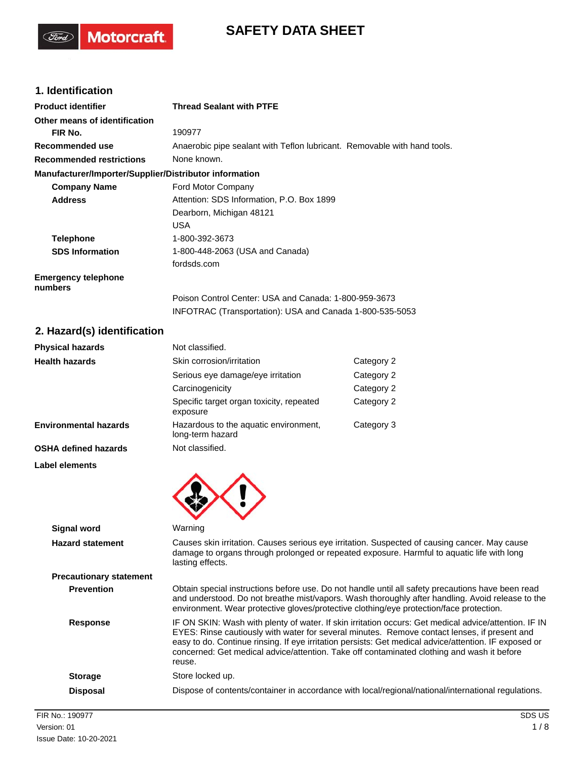# SAFETY DATA SHEET

## 1. Identification

| | |
|---|---|
| **Product identifier** | **Thread Sealant with PTFE** |
| **Other means of identification** | |
| **FIR No.** | 190977 |
| **Recommended use** | Anaerobic pipe sealant with Teflon lubricant. Removable with hand tools. |
| **Recommended restrictions** | None known. |

**Manufacturer/Importer/Supplier/Distributor information**

| | |
|---|---|
| **Company Name** | Ford Motor Company |
| **Address** | Attention: SDS Information, P.O. Box 1899<br>Dearborn, Michigan 48121<br>USA |
| **Telephone** | 1-800-392-3673 |
| **SDS Information** | 1-800-448-2063 (USA and Canada)<br>fordsds.com |
| **Emergency telephone numbers** | Poison Control Center: USA and Canada: 1-800-959-3673<br>INFOTRAC (Transportation): USA and Canada 1-800-535-5053 |

## 2. Hazard(s) identification

| | | |
|---|---|---|
| **Physical hazards** | Not classified. | |
| **Health hazards** | Skin corrosion/irritation | Category 2 |
| | Serious eye damage/eye irritation | Category 2 |
| | Carcinogenicity | Category 2 |
| | Specific target organ toxicity, repeated exposure | Category 2 |
| **Environmental hazards** | Hazardous to the aquatic environment, long-term hazard | Category 3 |
| **OSHA defined hazards** | Not classified. | |

**Label elements**

| | |
|---|---|
| **Signal word** | Warning |
| **Hazard statement** | Causes skin irritation. Causes serious eye irritation. Suspected of causing cancer. May cause damage to organs through prolonged or repeated exposure. Harmful to aquatic life with long lasting effects. |

**Precautionary statement**

| | |
|---|---|
| **Prevention** | Obtain special instructions before use. Do not handle until all safety precautions have been read and understood. Do not breathe mist/vapors. Wash thoroughly after handling. Avoid release to the environment. Wear protective gloves/protective clothing/eye protection/face protection. |
| **Response** | IF ON SKIN: Wash with plenty of water. If skin irritation occurs: Get medical advice/attention. IF IN EYES: Rinse cautiously with water for several minutes. Remove contact lenses, if present and easy to do. Continue rinsing. If eye irritation persists: Get medical advice/attention. IF exposed or concerned: Get medical advice/attention. Take off contaminated clothing and wash it before reuse. |
| **Storage** | Store locked up. |
| **Disposal** | Dispose of contents/container in accordance with local/regional/national/international regulations. |

FIR No.: 190977
Version: 01
Issue Date: 10-20-2021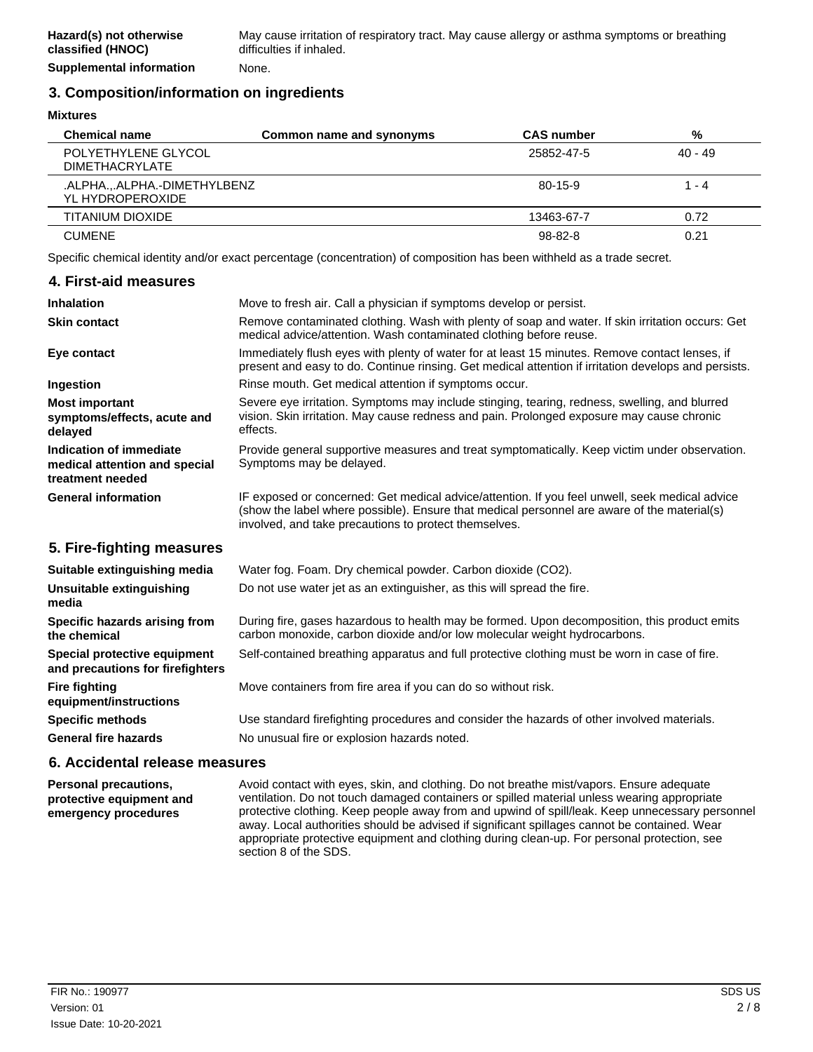| | |
|---|---|
| **Hazard(s) not otherwise classified (HNOC)** | May cause irritation of respiratory tract. May cause allergy or asthma symptoms or breathing difficulties if inhaled. |
| **Supplemental information** | None. |

## 3. Composition/information on ingredients

**Mixtures**

| Chemical name | Common name and synonyms | CAS number | % |
|---|---|---|---|
| POLYETHYLENE GLYCOL DIMETHACRYLATE | | 25852-47-5 | 40 - 49 |
| .ALPHA.,.ALPHA.-DIMETHYLBENZ YL HYDROPEROXIDE | | 80-15-9 | 1 - 4 |
| TITANIUM DIOXIDE | | 13463-67-7 | 0.72 |
| CUMENE | | 98-82-8 | 0.21 |

Specific chemical identity and/or exact percentage (concentration) of composition has been withheld as a trade secret.

## 4. First-aid measures

| | |
|---|---|
| **Inhalation** | Move to fresh air. Call a physician if symptoms develop or persist. |
| **Skin contact** | Remove contaminated clothing. Wash with plenty of soap and water. If skin irritation occurs: Get medical advice/attention. Wash contaminated clothing before reuse. |
| **Eye contact** | Immediately flush eyes with plenty of water for at least 15 minutes. Remove contact lenses, if present and easy to do. Continue rinsing. Get medical attention if irritation develops and persists. |
| **Ingestion** | Rinse mouth. Get medical attention if symptoms occur. |
| **Most important symptoms/effects, acute and delayed** | Severe eye irritation. Symptoms may include stinging, tearing, redness, swelling, and blurred vision. Skin irritation. May cause redness and pain. Prolonged exposure may cause chronic effects. |
| **Indication of immediate medical attention and special treatment needed** | Provide general supportive measures and treat symptomatically. Keep victim under observation. Symptoms may be delayed. |
| **General information** | IF exposed or concerned: Get medical advice/attention. If you feel unwell, seek medical advice (show the label where possible). Ensure that medical personnel are aware of the material(s) involved, and take precautions to protect themselves. |

## 5. Fire-fighting measures

| | |
|---|---|
| **Suitable extinguishing media** | Water fog. Foam. Dry chemical powder. Carbon dioxide ($CO_2$). |
| **Unsuitable extinguishing media** | Do not use water jet as an extinguisher, as this will spread the fire. |
| **Specific hazards arising from the chemical** | During fire, gases hazardous to health may be formed. Upon decomposition, this product emits carbon monoxide, carbon dioxide and/or low molecular weight hydrocarbons. |
| **Special protective equipment and precautions for firefighters** | Self-contained breathing apparatus and full protective clothing must be worn in case of fire. |
| **Fire fighting equipment/instructions** | Move containers from fire area if you can do so without risk. |
| **Specific methods** | Use standard firefighting procedures and consider the hazards of other involved materials. |
| **General fire hazards** | No unusual fire or explosion hazards noted. |

## 6. Accidental release measures

| | |
|---|---|
| **Personal precautions, protective equipment and emergency procedures** | Avoid contact with eyes, skin, and clothing. Do not breathe mist/vapors. Ensure adequate ventilation. Do not touch damaged containers or spilled material unless wearing appropriate protective clothing. Keep people away from and upwind of spill/leak. Keep unnecessary personnel away. Local authorities should be advised if significant spillages cannot be contained. Wear appropriate protective equipment and clothing during clean-up. For personal protection, see section 8 of the SDS. |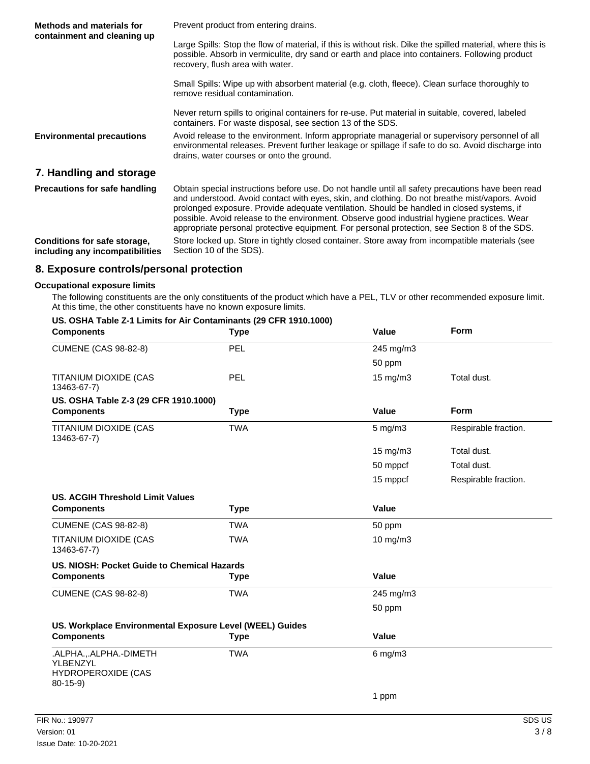**Methods and materials for containment and cleaning up**

Prevent product from entering drains.

Large Spills: Stop the flow of material, if this is without risk. Dike the spilled material, where this is possible. Absorb in vermiculite, dry sand or earth and place into containers. Following product recovery, flush area with water.

Small Spills: Wipe up with absorbent material (e.g. cloth, fleece). Clean surface thoroughly to remove residual contamination.

Never return spills to original containers for re-use. Put material in suitable, covered, labeled containers. For waste disposal, see section 13 of the SDS.

**Environmental precautions**

Avoid release to the environment. Inform appropriate managerial or supervisory personnel of all environmental releases. Prevent further leakage or spillage if safe to do so. Avoid discharge into drains, water courses or onto the ground.

## 7. Handling and storage

**Precautions for safe handling**

Obtain special instructions before use. Do not handle until all safety precautions have been read and understood. Avoid contact with eyes, skin, and clothing. Do not breathe mist/vapors. Avoid prolonged exposure. Provide adequate ventilation. Should be handled in closed systems, if possible. Avoid release to the environment. Observe good industrial hygiene practices. Wear appropriate personal protective equipment. For personal protection, see Section 8 of the SDS.

**Conditions for safe storage, including any incompatibilities**

Store locked up. Store in tightly closed container. Store away from incompatible materials (see Section 10 of the SDS).

## 8. Exposure controls/personal protection

**Occupational exposure limits**

The following constituents are the only constituents of the product which have a PEL, TLV or other recommended exposure limit. At this time, the other constituents have no known exposure limits.

**US. OSHA Table Z-1 Limits for Air Contaminants (29 CFR 1910.1000)**

| Components | Type | Value | Form |
|---|---|---|---|
| CUMENE (CAS 98-82-8) | PEL | 245 mg/m3 | |
| | | 50 ppm | |
| TITANIUM DIOXIDE (CAS 13463-67-7) | PEL | 15 mg/m3 | Total dust. |

**US. OSHA Table Z-3 (29 CFR 1910.1000)**

| Components | Type | Value | Form |
|---|---|---|---|
| TITANIUM DIOXIDE (CAS 13463-67-7) | TWA | 5 mg/m3 | Respirable fraction. |
| | | 15 mg/m3 | Total dust. |
| | | 50 mppcf | Total dust. |
| | | 15 mppcf | Respirable fraction. |

**US. ACGIH Threshold Limit Values**

| Components | Type | Value |
|---|---|---|
| CUMENE (CAS 98-82-8) | TWA | 50 ppm |
| TITANIUM DIOXIDE (CAS 13463-67-7) | TWA | 10 mg/m3 |

**US. NIOSH: Pocket Guide to Chemical Hazards**

| Components | Type | Value |
|---|---|---|
| CUMENE (CAS 98-82-8) | TWA | 245 mg/m3 |
| | | 50 ppm |

**US. Workplace Environmental Exposure Level (WEEL) Guides**

| Components | Type | Value |
|---|---|---|
| .ALPHA.,.ALPHA.-DIMETHYLBENZYL HYDROPEROXIDE (CAS 80-15-9) | TWA | 6 mg/m3 |
| | | 1 ppm |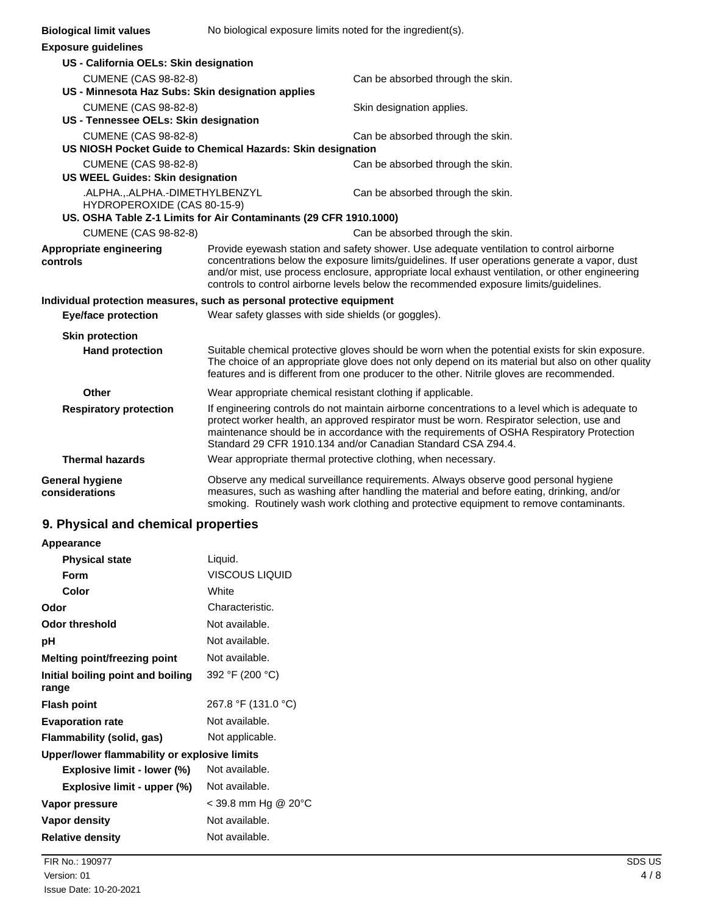**Biological limit values** No biological exposure limits noted for the ingredient(s).

**Exposure guidelines**

**US - California OELs: Skin designation**

| | |
|---|---|
| CUMENE (CAS 98-82-8) | Can be absorbed through the skin. |

**US - Minnesota Haz Subs: Skin designation applies**

| | |
|---|---|
| CUMENE (CAS 98-82-8) | Skin designation applies. |

**US - Tennessee OELs: Skin designation**

| | |
|---|---|
| CUMENE (CAS 98-82-8) | Can be absorbed through the skin. |

**US NIOSH Pocket Guide to Chemical Hazards: Skin designation**

| | |
|---|---|
| CUMENE (CAS 98-82-8) | Can be absorbed through the skin. |

**US WEEL Guides: Skin designation**

| | |
|---|---|
| .ALPHA.,.ALPHA.-DIMETHYLBENZYL HYDROPEROXIDE (CAS 80-15-9) | Can be absorbed through the skin. |

**US. OSHA Table Z-1 Limits for Air Contaminants (29 CFR 1910.1000)**

| | |
|---|---|
| CUMENE (CAS 98-82-8) | Can be absorbed through the skin. |

**Appropriate engineering controls** Provide eyewash station and safety shower. Use adequate ventilation to control airborne concentrations below the exposure limits/guidelines. If user operations generate a vapor, dust and/or mist, use process enclosure, appropriate local exhaust ventilation, or other engineering controls to control airborne levels below the recommended exposure limits/guidelines.

**Individual protection measures, such as personal protective equipment**

**Eye/face protection** Wear safety glasses with side shields (or goggles).

**Skin protection**

**Hand protection** Suitable chemical protective gloves should be worn when the potential exists for skin exposure. The choice of an appropriate glove does not only depend on its material but also on other quality features and is different from one producer to the other. Nitrile gloves are recommended.

**Other** Wear appropriate chemical resistant clothing if applicable.

**Respiratory protection** If engineering controls do not maintain airborne concentrations to a level which is adequate to protect worker health, an approved respirator must be worn. Respirator selection, use and maintenance should be in accordance with the requirements of OSHA Respiratory Protection Standard 29 CFR 1910.134 and/or Canadian Standard CSA Z94.4.

**Thermal hazards** Wear appropriate thermal protective clothing, when necessary.

**General hygiene considerations** Observe any medical surveillance requirements. Always observe good personal hygiene measures, such as washing after handling the material and before eating, drinking, and/or smoking. Routinely wash work clothing and protective equipment to remove contaminants.

## 9. Physical and chemical properties

**Appearance**

| | |
|---|---|
| **Physical state** | Liquid. |
| **Form** | VISCOUS LIQUID |
| **Color** | White |
| **Odor** | Characteristic. |
| **Odor threshold** | Not available. |
| **pH** | Not available. |
| **Melting point/freezing point** | Not available. |
| **Initial boiling point and boiling range** | 392 °F (200 °C) |
| **Flash point** | 267.8 °F (131.0 °C) |
| **Evaporation rate** | Not available. |
| **Flammability (solid, gas)** | Not applicable. |
| **Upper/lower flammability or explosive limits** | |
| **Explosive limit - lower (%)** | Not available. |
| **Explosive limit - upper (%)** | Not available. |
| **Vapor pressure** | < 39.8 mm Hg @ 20°C |
| **Vapor density** | Not available. |
| **Relative density** | Not available. |

FIR No.: 190977
Version: 01
Issue Date: 10-20-2021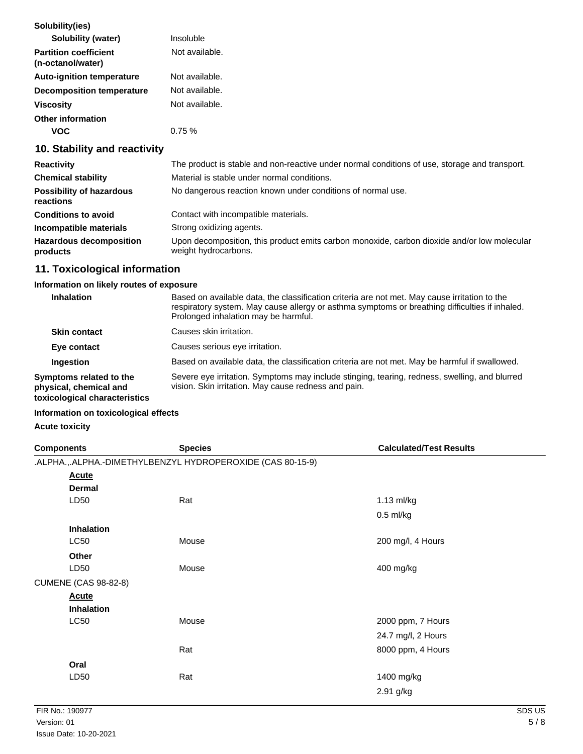**Solubility(ies)**

| | |
|---|---|
| **Solubility (water)** | Insoluble |
| **Partition coefficient (n-octanol/water)** | Not available. |
| **Auto-ignition temperature** | Not available. |
| **Decomposition temperature** | Not available. |
| **Viscosity** | Not available. |

**Other information**

| | |
|---|---|
| **VOC** | 0.75 % |

## 10. Stability and reactivity

| | |
|---|---|
| **Reactivity** | The product is stable and non-reactive under normal conditions of use, storage and transport. |
| **Chemical stability** | Material is stable under normal conditions. |
| **Possibility of hazardous reactions** | No dangerous reaction known under conditions of normal use. |
| **Conditions to avoid** | Contact with incompatible materials. |
| **Incompatible materials** | Strong oxidizing agents. |
| **Hazardous decomposition products** | Upon decomposition, this product emits carbon monoxide, carbon dioxide and/or low molecular weight hydrocarbons. |

## 11. Toxicological information

**Information on likely routes of exposure**

| | |
|---|---|
| **Inhalation** | Based on available data, the classification criteria are not met. May cause irritation to the respiratory system. May cause allergy or asthma symptoms or breathing difficulties if inhaled. Prolonged inhalation may be harmful. |
| **Skin contact** | Causes skin irritation. |
| **Eye contact** | Causes serious eye irritation. |
| **Ingestion** | Based on available data, the classification criteria are not met. May be harmful if swallowed. |
| **Symptoms related to the physical, chemical and toxicological characteristics** | Severe eye irritation. Symptoms may include stinging, tearing, redness, swelling, and blurred vision. Skin irritation. May cause redness and pain. |

**Information on toxicological effects**

**Acute toxicity**

| Components | Species | Calculated/Test Results |
|---|---|---|
| .ALPHA.,.ALPHA.-DIMETHYLBENZYL HYDROPEROXIDE (CAS 80-15-9) | | |
| **Acute** | | |
| **Dermal** | | |
| LD50 | Rat | 1.13 ml/kg |
| | | 0.5 ml/kg |
| **Inhalation** | | |
| LC50 | Mouse | 200 mg/l, 4 Hours |
| **Other** | | |
| LD50 | Mouse | 400 mg/kg |
| CUMENE (CAS 98-82-8) | | |
| **Acute** | | |
| **Inhalation** | | |
| LC50 | Mouse | 2000 ppm, 7 Hours |
| | | 24.7 mg/l, 2 Hours |
| | Rat | 8000 ppm, 4 Hours |
| **Oral** | | |
| LD50 | Rat | 1400 mg/kg |
| | | 2.91 g/kg |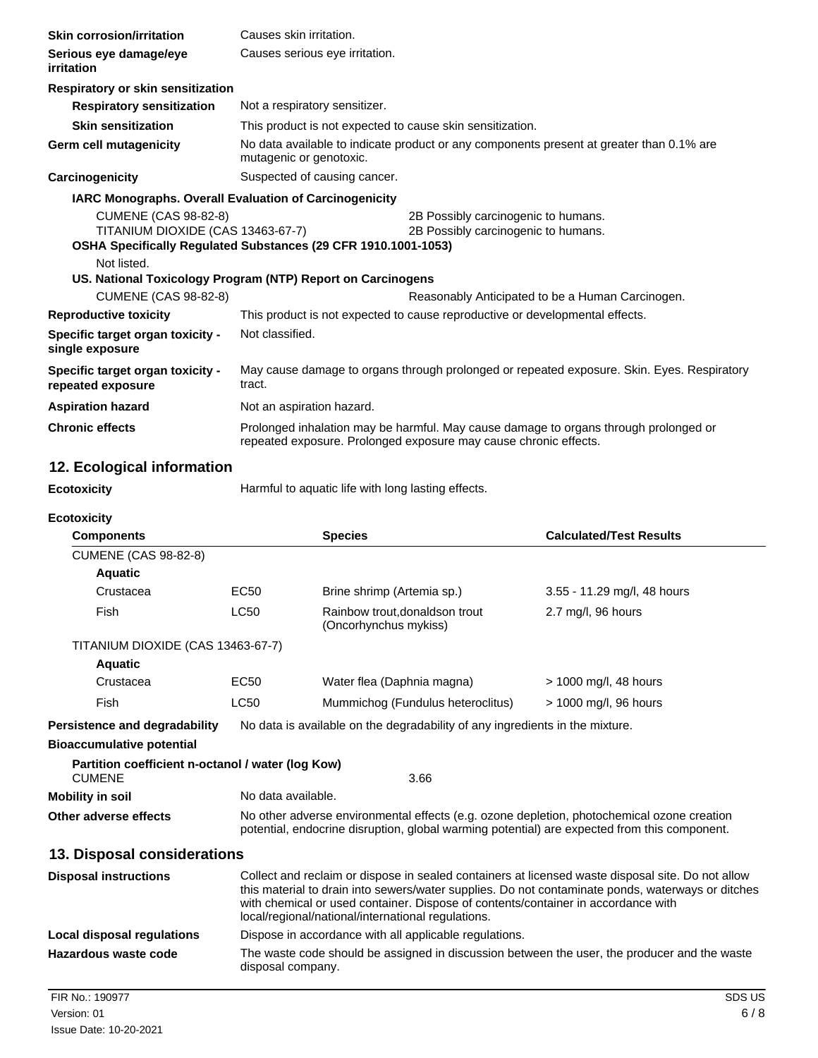| | |
|---|---|
| **Skin corrosion/irritation** | Causes skin irritation. |
| **Serious eye damage/eye irritation** | Causes serious eye irritation. |
| **Respiratory or skin sensitization** | |
| **Respiratory sensitization** | Not a respiratory sensitizer. |
| **Skin sensitization** | This product is not expected to cause skin sensitization. |
| **Germ cell mutagenicity** | No data available to indicate product or any components present at greater than 0.1% are mutagenic or genotoxic. |
| **Carcinogenicity** | Suspected of causing cancer. |

**IARC Monographs. Overall Evaluation of Carcinogenicity**

| | |
|---|---|
| CUMENE (CAS 98-82-8) | 2B Possibly carcinogenic to humans. |
| TITANIUM DIOXIDE (CAS 13463-67-7) | 2B Possibly carcinogenic to humans. |

**OSHA Specifically Regulated Substances (29 CFR 1910.1001-1053)**

Not listed.

**US. National Toxicology Program (NTP) Report on Carcinogens**

| | |
|---|---|
| CUMENE (CAS 98-82-8) | Reasonably Anticipated to be a Human Carcinogen. |

| | |
|---|---|
| **Reproductive toxicity** | This product is not expected to cause reproductive or developmental effects. |
| **Specific target organ toxicity - single exposure** | Not classified. |
| **Specific target organ toxicity - repeated exposure** | May cause damage to organs through prolonged or repeated exposure. Skin. Eyes. Respiratory tract. |
| **Aspiration hazard** | Not an aspiration hazard. |
| **Chronic effects** | Prolonged inhalation may be harmful. May cause damage to organs through prolonged or repeated exposure. Prolonged exposure may cause chronic effects. |

## 12. Ecological information

**Ecotoxicity** Harmful to aquatic life with long lasting effects.

**Ecotoxicity**

| Components | | Species | Calculated/Test Results |
|---|---|---|---|
| CUMENE (CAS 98-82-8) | | | |
| **Aquatic** | | | |
| Crustacea | EC50 | Brine shrimp (Artemia sp.) | 3.55 - 11.29 mg/l, 48 hours |
| Fish | LC50 | Rainbow trout,donaldson trout (Oncorhynchus mykiss) | 2.7 mg/l, 96 hours |
| TITANIUM DIOXIDE (CAS 13463-67-7) | | | |
| **Aquatic** | | | |
| Crustacea | EC50 | Water flea (Daphnia magna) | > 1000 mg/l, 48 hours |
| Fish | LC50 | Mummichog (Fundulus heteroclitus) | > 1000 mg/l, 96 hours |

| | |
|---|---|
| **Persistence and degradability** | No data is available on the degradability of any ingredients in the mixture. |
| **Bioaccumulative potential** | |

**Partition coefficient n-octanol / water (log Kow)**

| | |
|---|---|
| CUMENE | 3.66 |

| | |
|---|---|
| **Mobility in soil** | No data available. |
| **Other adverse effects** | No other adverse environmental effects (e.g. ozone depletion, photochemical ozone creation potential, endocrine disruption, global warming potential) are expected from this component. |

## 13. Disposal considerations

| | |
|---|---|
| **Disposal instructions** | Collect and reclaim or dispose in sealed containers at licensed waste disposal site. Do not allow this material to drain into sewers/water supplies. Do not contaminate ponds, waterways or ditches with chemical or used container. Dispose of contents/container in accordance with local/regional/national/international regulations. |
| **Local disposal regulations** | Dispose in accordance with all applicable regulations. |
| **Hazardous waste code** | The waste code should be assigned in discussion between the user, the producer and the waste disposal company. |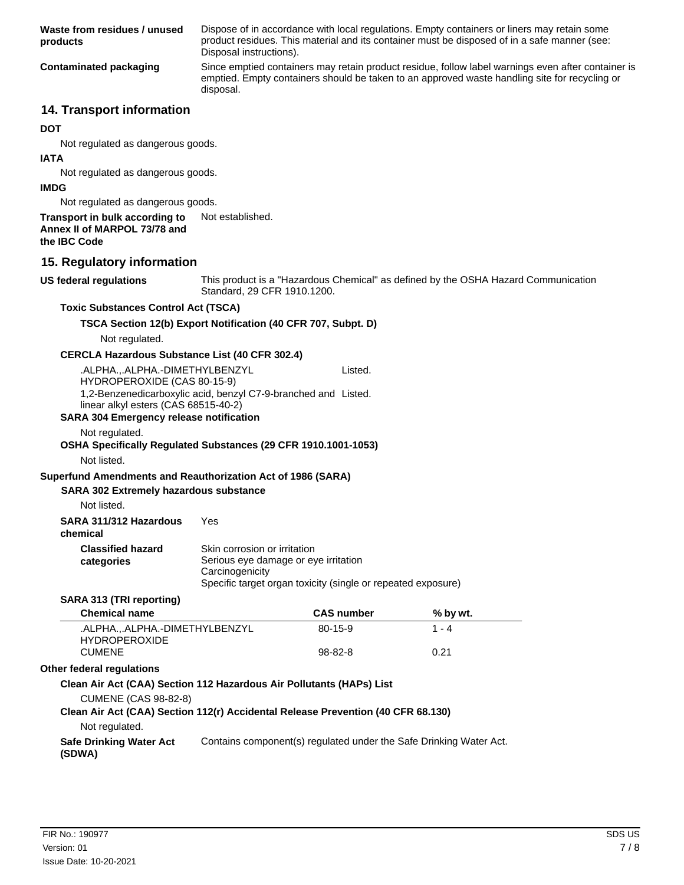**Waste from residues / unused products**
Dispose of in accordance with local regulations. Empty containers or liners may retain some product residues. This material and its container must be disposed of in a safe manner (see: Disposal instructions).

**Contaminated packaging**
Since emptied containers may retain product residue, follow label warnings even after container is emptied. Empty containers should be taken to an approved waste handling site for recycling or disposal.

## 14. Transport information

**DOT**

Not regulated as dangerous goods.

**IATA**

Not regulated as dangerous goods.

**IMDG**

Not regulated as dangerous goods.

**Transport in bulk according to Annex II of MARPOL 73/78 and the IBC Code**
Not established.

## 15. Regulatory information

**US federal regulations**
This product is a "Hazardous Chemical" as defined by the OSHA Hazard Communication Standard, 29 CFR 1910.1200.

**Toxic Substances Control Act (TSCA)**

**TSCA Section 12(b) Export Notification (40 CFR 707, Subpt. D)**

Not regulated.

**CERCLA Hazardous Substance List (40 CFR 302.4)**

.ALPHA.,.ALPHA.-DIMETHYLBENZYL HYDROPEROXIDE (CAS 80-15-9) Listed.

1,2-Benzenedicarboxylic acid, benzyl C7-9-branched and linear alkyl esters (CAS 68515-40-2) Listed.

**SARA 304 Emergency release notification**

Not regulated.

**OSHA Specifically Regulated Substances (29 CFR 1910.1001-1053)**

Not listed.

**Superfund Amendments and Reauthorization Act of 1986 (SARA)**

**SARA 302 Extremely hazardous substance**

Not listed.

**SARA 311/312 Hazardous chemical**
Yes

**Classified hazard categories**
Skin corrosion or irritation
Serious eye damage or eye irritation
Carcinogenicity
Specific target organ toxicity (single or repeated exposure)

**SARA 313 (TRI reporting)**

| Chemical name | CAS number | % by wt. |
| --- | --- | --- |
| .ALPHA.,.ALPHA.-DIMETHYLBENZYL HYDROPEROXIDE | 80-15-9 | 1 - 4 |
| CUMENE | 98-82-8 | 0.21 |

**Other federal regulations**

**Clean Air Act (CAA) Section 112 Hazardous Air Pollutants (HAPs) List**

CUMENE (CAS 98-82-8)

**Clean Air Act (CAA) Section 112(r) Accidental Release Prevention (40 CFR 68.130)**

Not regulated.

**Safe Drinking Water Act (SDWA)**
Contains component(s) regulated under the Safe Drinking Water Act.

FIR No.: 190977
Version: 01
Issue Date: 10-20-2021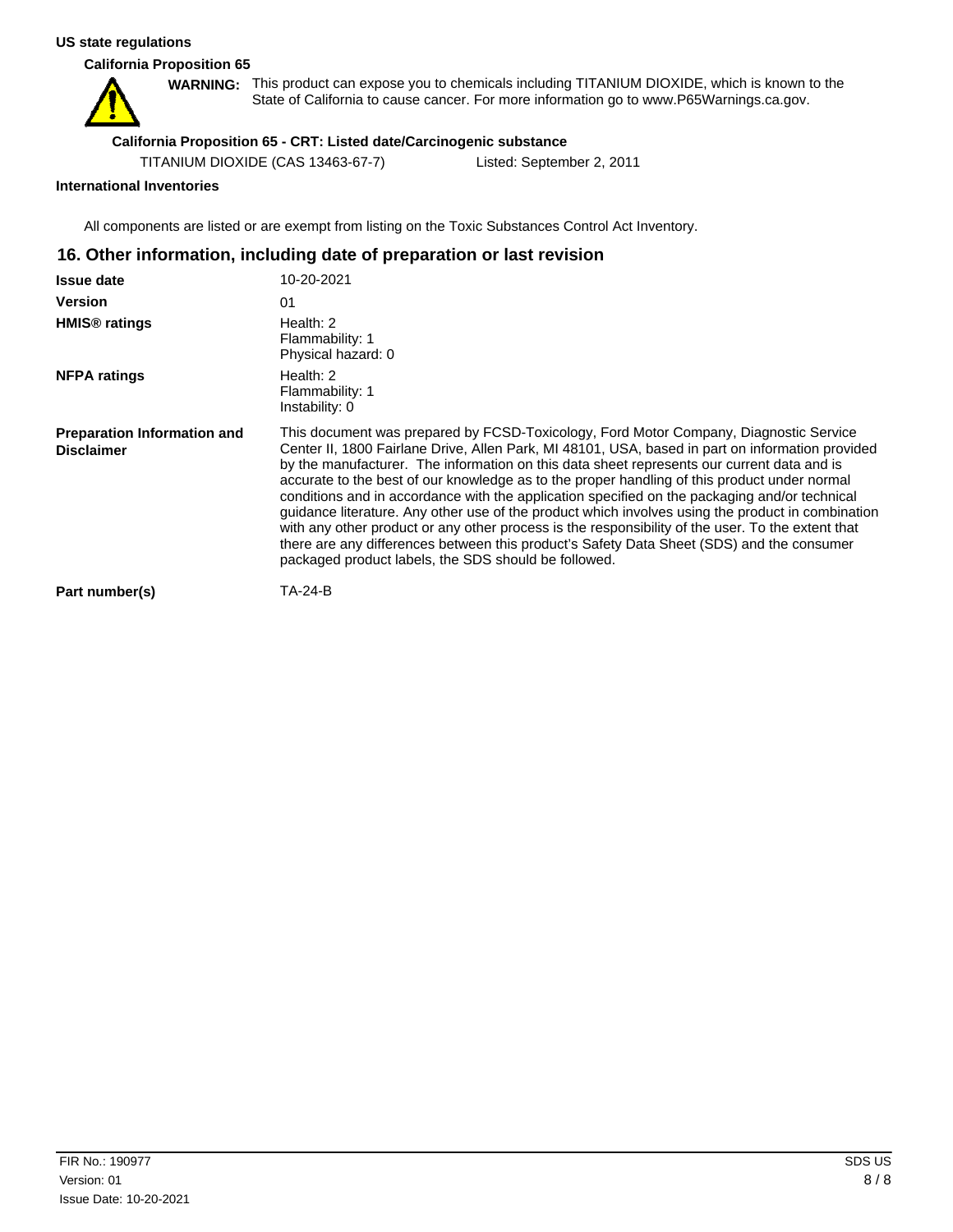**US state regulations**

**California Proposition 65**

**WARNING:** This product can expose you to chemicals including TITANIUM DIOXIDE, which is known to the State of California to cause cancer. For more information go to www.P65Warnings.ca.gov.

**California Proposition 65 - CRT: Listed date/Carcinogenic substance**

| | |
|---|---|
| TITANIUM DIOXIDE (CAS 13463-67-7) | Listed: September 2, 2011 |

**International Inventories**

All components are listed or are exempt from listing on the Toxic Substances Control Act Inventory.

## 16. Other information, including date of preparation or last revision

| | |
|---|---|
| **Issue date** | 10-20-2021 |
| **Version** | 01 |
| **HMIS® ratings** | Health: 2<br>Flammability: 1<br>Physical hazard: 0 |
| **NFPA ratings** | Health: 2<br>Flammability: 1<br>Instability: 0 |
| **Preparation Information and Disclaimer** | This document was prepared by FCSD-Toxicology, Ford Motor Company, Diagnostic Service Center II, 1800 Fairlane Drive, Allen Park, MI 48101, USA, based in part on information provided by the manufacturer. The information on this data sheet represents our current data and is accurate to the best of our knowledge as to the proper handling of this product under normal conditions and in accordance with the application specified on the packaging and/or technical guidance literature. Any other use of the product which involves using the product in combination with any other product or any other process is the responsibility of the user. To the extent that there are any differences between this product's Safety Data Sheet (SDS) and the consumer packaged product labels, the SDS should be followed. |
| **Part number(s)** | TA-24-B |